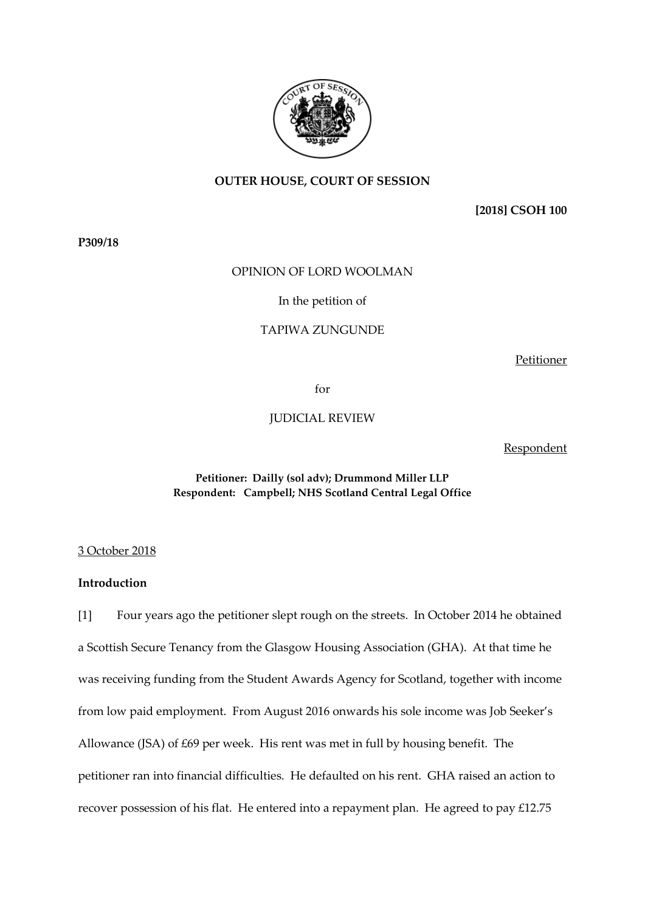**OUTER HOUSE, COURT OF SESSION**

**[2018] CSOH 100**

**P309/18**

OPINION OF LORD WOOLMAN

In the petition of

TAPIWA ZUNGUNDE

Petitioner

for

JUDICIAL REVIEW

Respondent

**Petitioner: Dailly (sol adv); Drummond Miller LLP**
**Respondent: Campbell; NHS Scotland Central Legal Office**

3 October 2018

**Introduction**

[1] Four years ago the petitioner slept rough on the streets. In October 2014 he obtained a Scottish Secure Tenancy from the Glasgow Housing Association (GHA). At that time he was receiving funding from the Student Awards Agency for Scotland, together with income from low paid employment. From August 2016 onwards his sole income was Job Seeker's Allowance (JSA) of £69 per week. His rent was met in full by housing benefit. The petitioner ran into financial difficulties. He defaulted on his rent. GHA raised an action to recover possession of his flat. He entered into a repayment plan. He agreed to pay £12.75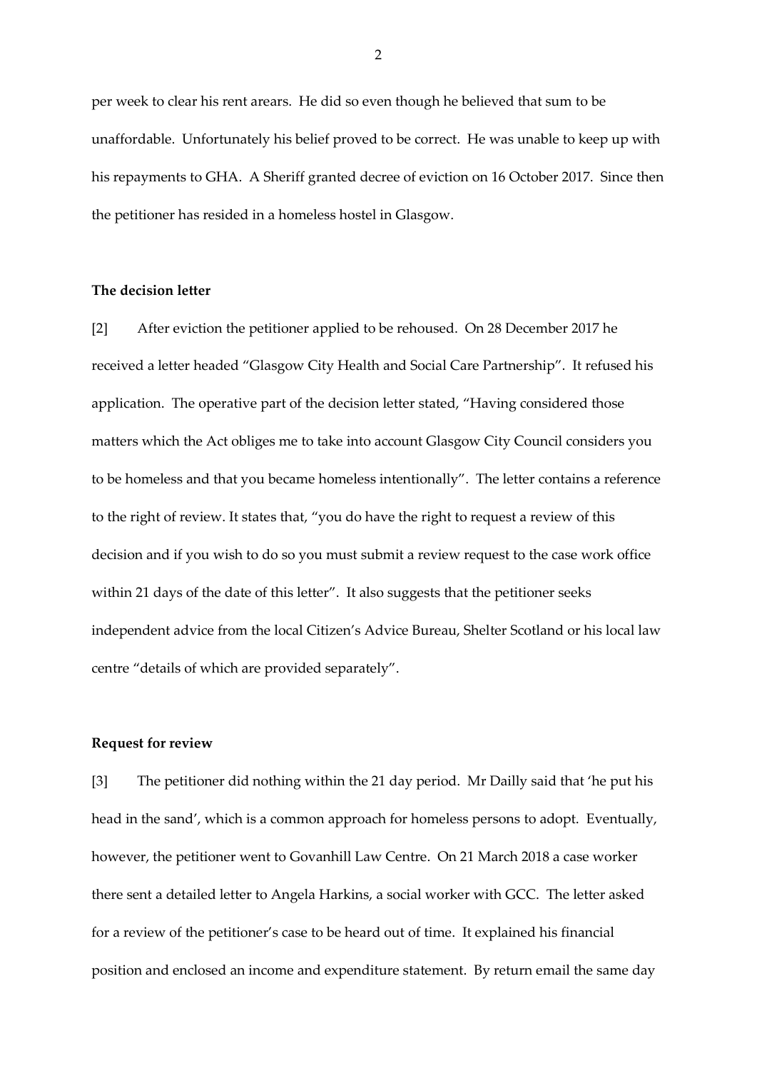per week to clear his rent arears. He did so even though he believed that sum to be unaffordable. Unfortunately his belief proved to be correct. He was unable to keep up with his repayments to GHA. A Sheriff granted decree of eviction on 16 October 2017. Since then the petitioner has resided in a homeless hostel in Glasgow.

**The decision letter**

[2] After eviction the petitioner applied to be rehoused. On 28 December 2017 he received a letter headed "Glasgow City Health and Social Care Partnership". It refused his application. The operative part of the decision letter stated, "Having considered those matters which the Act obliges me to take into account Glasgow City Council considers you to be homeless and that you became homeless intentionally". The letter contains a reference to the right of review. It states that, "you do have the right to request a review of this decision and if you wish to do so you must submit a review request to the case work office within 21 days of the date of this letter". It also suggests that the petitioner seeks independent advice from the local Citizen's Advice Bureau, Shelter Scotland or his local law centre "details of which are provided separately".

**Request for review**

[3] The petitioner did nothing within the 21 day period. Mr Dailly said that 'he put his head in the sand', which is a common approach for homeless persons to adopt. Eventually, however, the petitioner went to Govanhill Law Centre. On 21 March 2018 a case worker there sent a detailed letter to Angela Harkins, a social worker with GCC. The letter asked for a review of the petitioner's case to be heard out of time. It explained his financial position and enclosed an income and expenditure statement. By return email the same day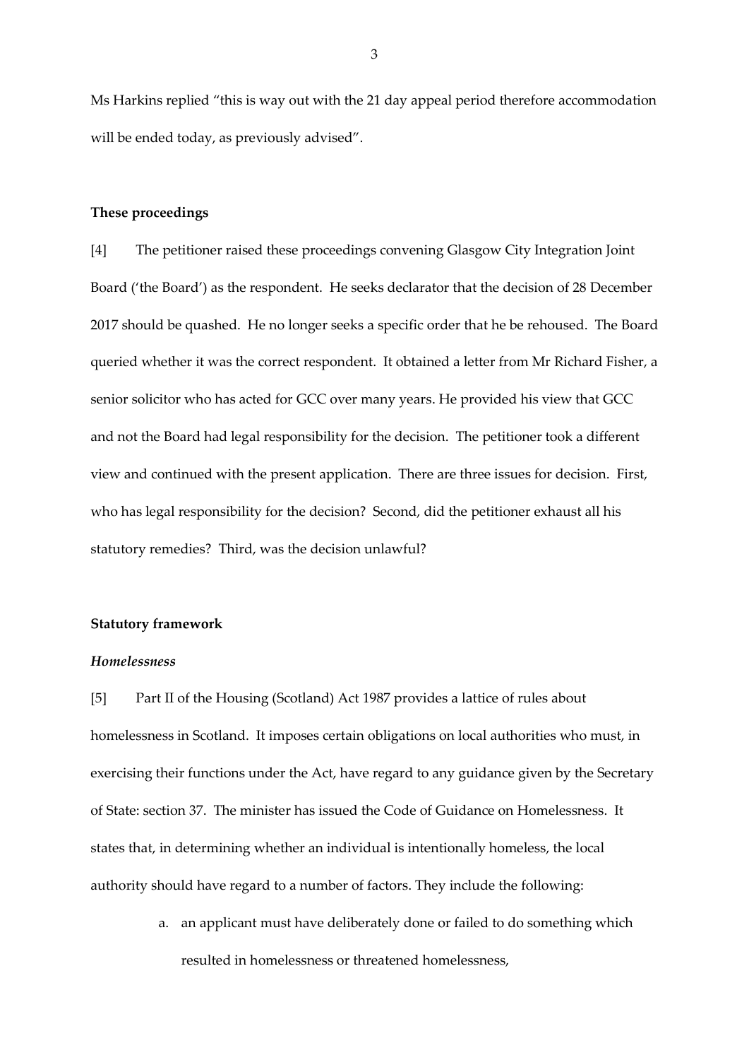Ms Harkins replied "this is way out with the 21 day appeal period therefore accommodation will be ended today, as previously advised".

**These proceedings**

[4] The petitioner raised these proceedings convening Glasgow City Integration Joint Board ('the Board') as the respondent. He seeks declarator that the decision of 28 December 2017 should be quashed. He no longer seeks a specific order that he be rehoused. The Board queried whether it was the correct respondent. It obtained a letter from Mr Richard Fisher, a senior solicitor who has acted for GCC over many years. He provided his view that GCC and not the Board had legal responsibility for the decision. The petitioner took a different view and continued with the present application. There are three issues for decision. First, who has legal responsibility for the decision? Second, did the petitioner exhaust all his statutory remedies? Third, was the decision unlawful?

**Statutory framework**

***Homelessness***

[5] Part II of the Housing (Scotland) Act 1987 provides a lattice of rules about homelessness in Scotland. It imposes certain obligations on local authorities who must, in exercising their functions under the Act, have regard to any guidance given by the Secretary of State: section 37. The minister has issued the Code of Guidance on Homelessness. It states that, in determining whether an individual is intentionally homeless, the local authority should have regard to a number of factors. They include the following:

a. an applicant must have deliberately done or failed to do something which resulted in homelessness or threatened homelessness,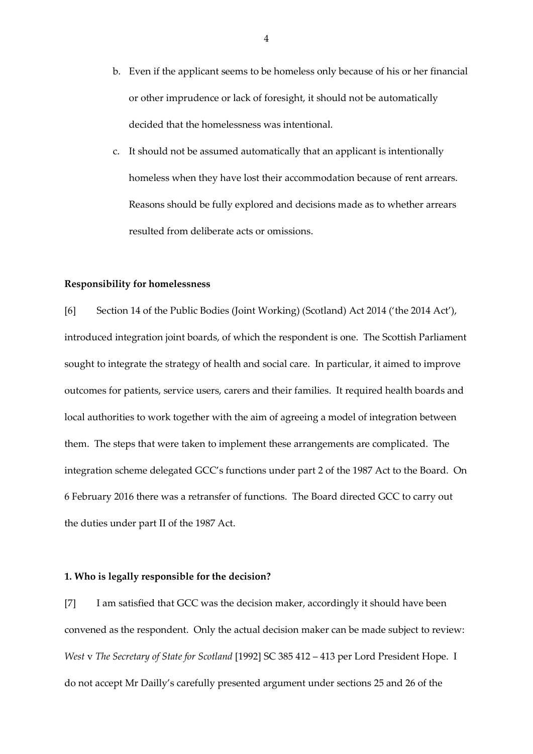b. Even if the applicant seems to be homeless only because of his or her financial or other imprudence or lack of foresight, it should not be automatically decided that the homelessness was intentional.

c. It should not be assumed automatically that an applicant is intentionally homeless when they have lost their accommodation because of rent arrears. Reasons should be fully explored and decisions made as to whether arrears resulted from deliberate acts or omissions.

**Responsibility for homelessness**

[6] Section 14 of the Public Bodies (Joint Working) (Scotland) Act 2014 ('the 2014 Act'), introduced integration joint boards, of which the respondent is one. The Scottish Parliament sought to integrate the strategy of health and social care. In particular, it aimed to improve outcomes for patients, service users, carers and their families. It required health boards and local authorities to work together with the aim of agreeing a model of integration between them. The steps that were taken to implement these arrangements are complicated. The integration scheme delegated GCC's functions under part 2 of the 1987 Act to the Board. On 6 February 2016 there was a retransfer of functions. The Board directed GCC to carry out the duties under part II of the 1987 Act.

**1. Who is legally responsible for the decision?**

[7] I am satisfied that GCC was the decision maker, accordingly it should have been convened as the respondent. Only the actual decision maker can be made subject to review: *West* v *The Secretary of State for Scotland* [1992] SC 385 412 – 413 per Lord President Hope. I do not accept Mr Dailly's carefully presented argument under sections 25 and 26 of the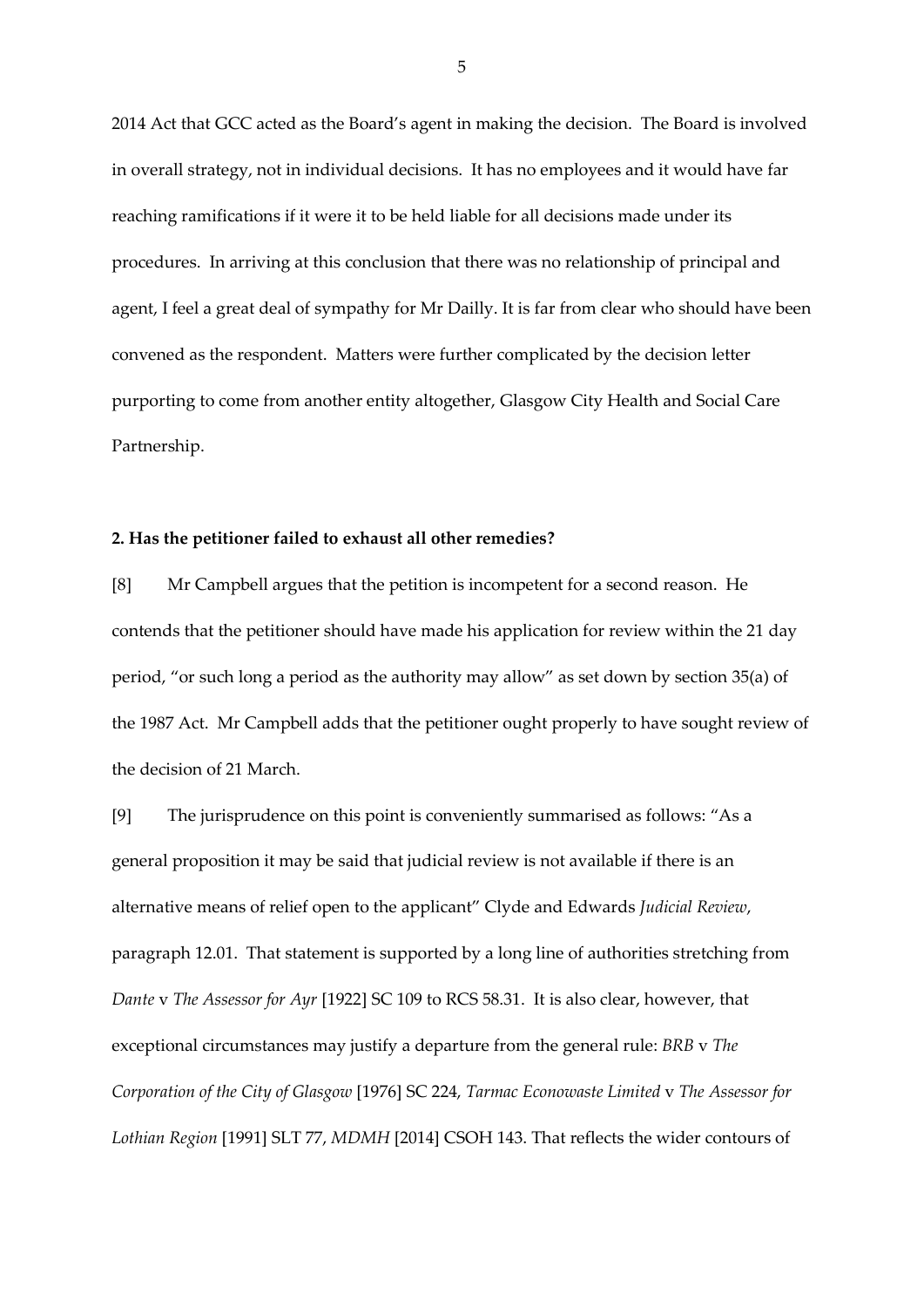2014 Act that GCC acted as the Board's agent in making the decision. The Board is involved in overall strategy, not in individual decisions. It has no employees and it would have far reaching ramifications if it were it to be held liable for all decisions made under its procedures. In arriving at this conclusion that there was no relationship of principal and agent, I feel a great deal of sympathy for Mr Dailly. It is far from clear who should have been convened as the respondent. Matters were further complicated by the decision letter purporting to come from another entity altogether, Glasgow City Health and Social Care Partnership.

**2. Has the petitioner failed to exhaust all other remedies?**

[8] Mr Campbell argues that the petition is incompetent for a second reason. He contends that the petitioner should have made his application for review within the 21 day period, "or such long a period as the authority may allow" as set down by section 35(a) of the 1987 Act. Mr Campbell adds that the petitioner ought properly to have sought review of the decision of 21 March.

[9] The jurisprudence on this point is conveniently summarised as follows: "As a general proposition it may be said that judicial review is not available if there is an alternative means of relief open to the applicant" Clyde and Edwards *Judicial Review*, paragraph 12.01. That statement is supported by a long line of authorities stretching from *Dante* v *The Assessor for Ayr* [1922] SC 109 to RCS 58.31. It is also clear, however, that exceptional circumstances may justify a departure from the general rule: *BRB* v *The Corporation of the City of Glasgow* [1976] SC 224, *Tarmac Econowaste Limited* v *The Assessor for Lothian Region* [1991] SLT 77, *MDMH* [2014] CSOH 143. That reflects the wider contours of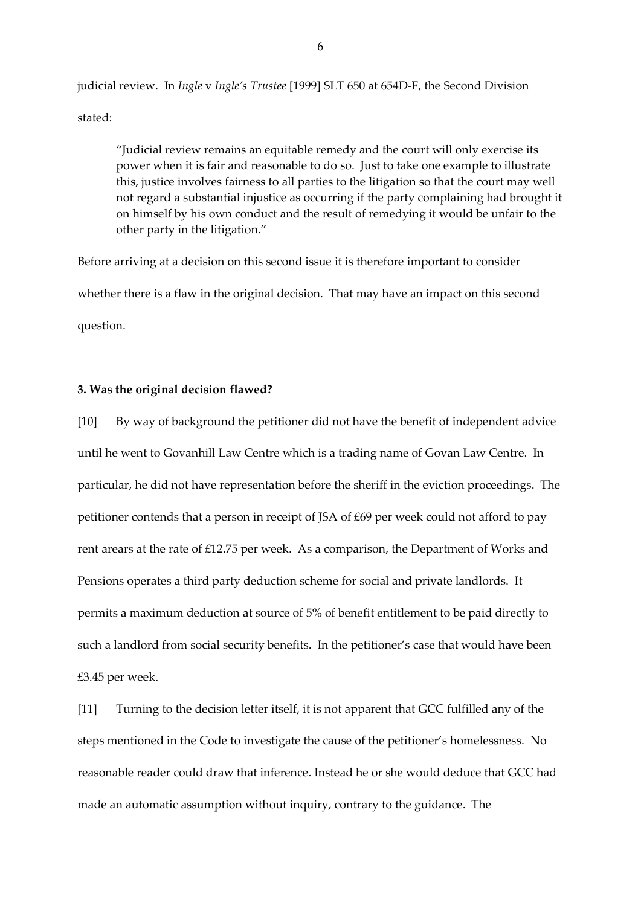judicial review. In *Ingle* v *Ingle's Trustee* [1999] SLT 650 at 654D-F, the Second Division stated:

> "Judicial review remains an equitable remedy and the court will only exercise its power when it is fair and reasonable to do so. Just to take one example to illustrate this, justice involves fairness to all parties to the litigation so that the court may well not regard a substantial injustice as occurring if the party complaining had brought it on himself by his own conduct and the result of remedying it would be unfair to the other party in the litigation."

Before arriving at a decision on this second issue it is therefore important to consider whether there is a flaw in the original decision. That may have an impact on this second question.

**3. Was the original decision flawed?**

[10] By way of background the petitioner did not have the benefit of independent advice until he went to Govanhill Law Centre which is a trading name of Govan Law Centre. In particular, he did not have representation before the sheriff in the eviction proceedings. The petitioner contends that a person in receipt of JSA of £69 per week could not afford to pay rent arears at the rate of £12.75 per week. As a comparison, the Department of Works and Pensions operates a third party deduction scheme for social and private landlords. It permits a maximum deduction at source of 5% of benefit entitlement to be paid directly to such a landlord from social security benefits. In the petitioner's case that would have been £3.45 per week.

[11] Turning to the decision letter itself, it is not apparent that GCC fulfilled any of the steps mentioned in the Code to investigate the cause of the petitioner's homelessness. No reasonable reader could draw that inference. Instead he or she would deduce that GCC had made an automatic assumption without inquiry, contrary to the guidance. The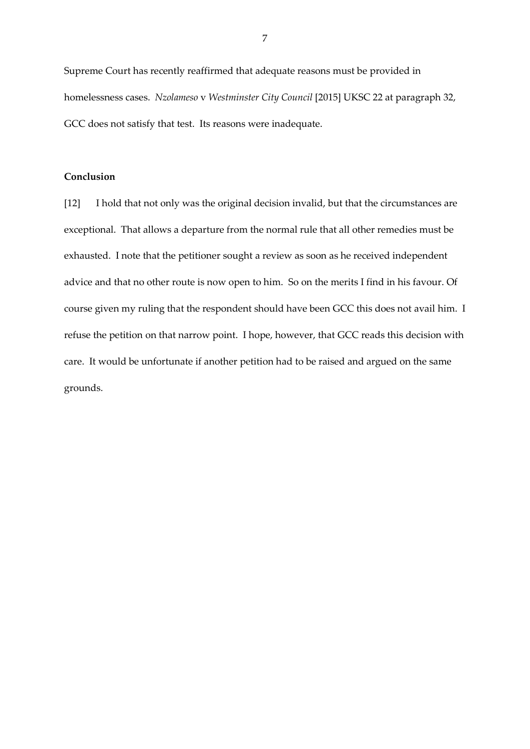Supreme Court has recently reaffirmed that adequate reasons must be provided in homelessness cases. *Nzolameso* v *Westminster City Council* [2015] UKSC 22 at paragraph 32, GCC does not satisfy that test. Its reasons were inadequate.

**Conclusion**

[12] I hold that not only was the original decision invalid, but that the circumstances are exceptional. That allows a departure from the normal rule that all other remedies must be exhausted. I note that the petitioner sought a review as soon as he received independent advice and that no other route is now open to him. So on the merits I find in his favour. Of course given my ruling that the respondent should have been GCC this does not avail him. I refuse the petition on that narrow point. I hope, however, that GCC reads this decision with care. It would be unfortunate if another petition had to be raised and argued on the same grounds.